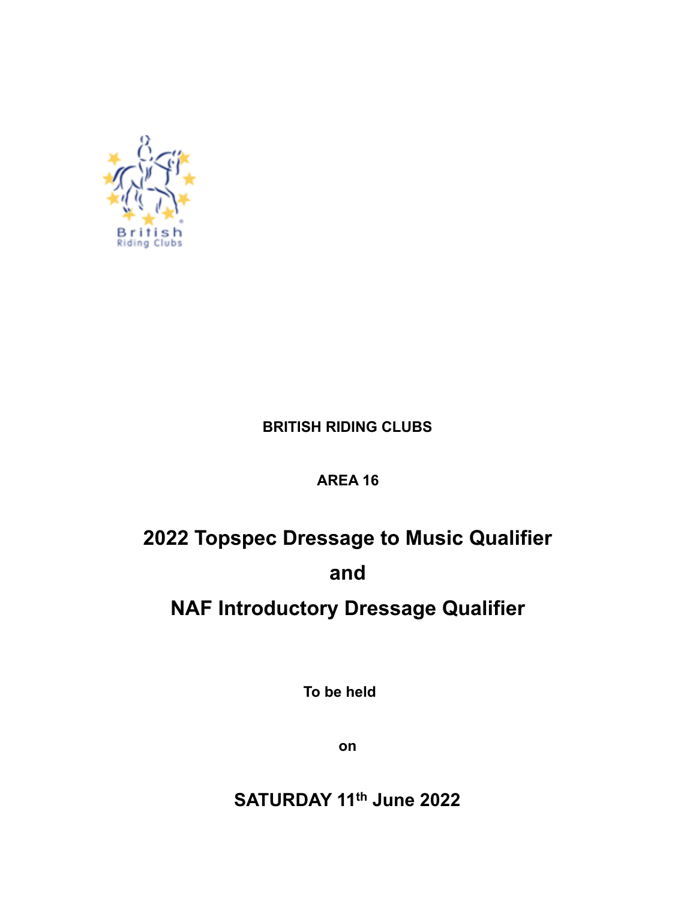**BRITISH RIDING CLUBS**

**AREA 16**

# 2022 Topspec Dressage to Music Qualifier

# and

# NAF Introductory Dressage Qualifier

**To be held**

**on**

## SATURDAY 11th June 2022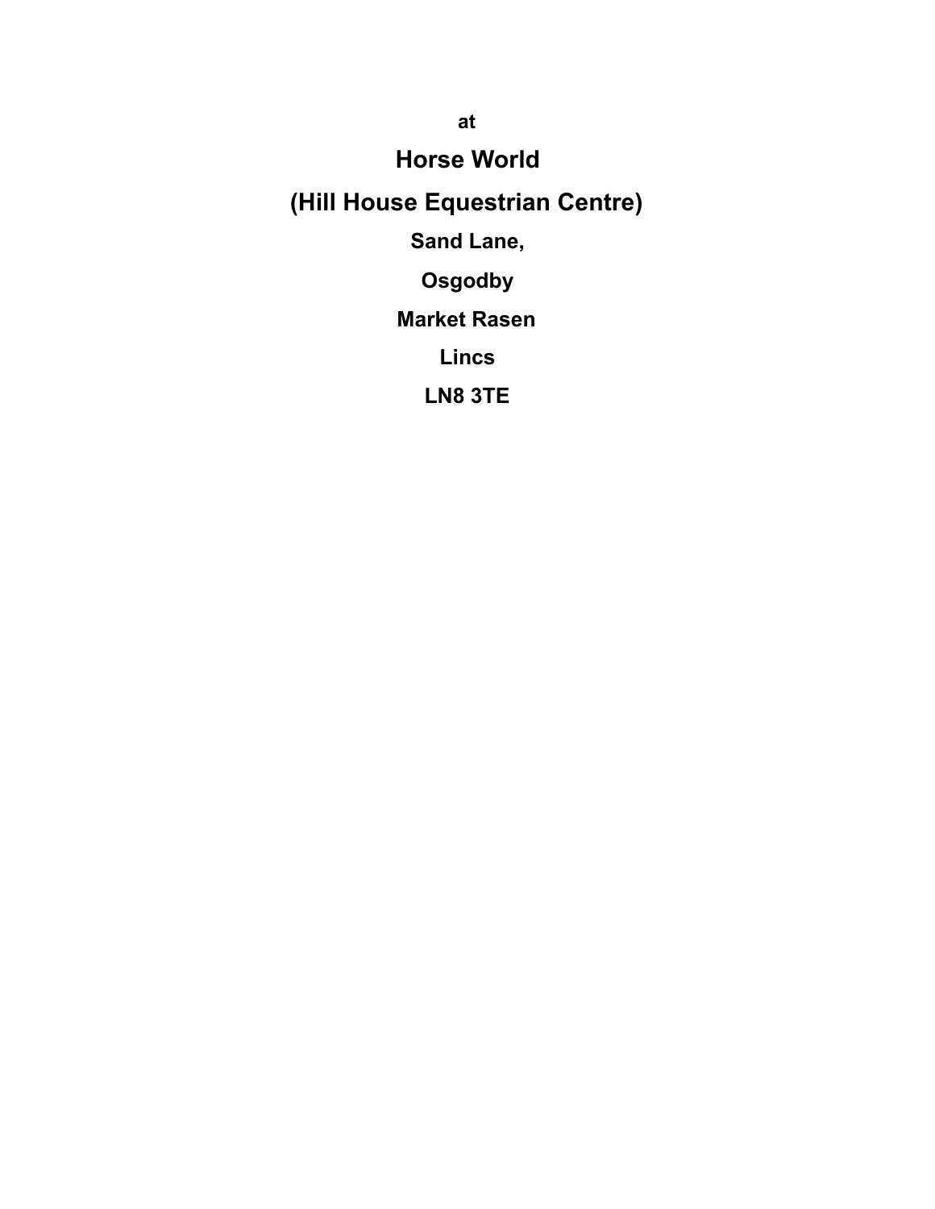**at**

## Horse World

## (Hill House Equestrian Centre)

**Sand Lane,**

**Osgodby**

**Market Rasen**

**Lincs**

**LN8 3TE**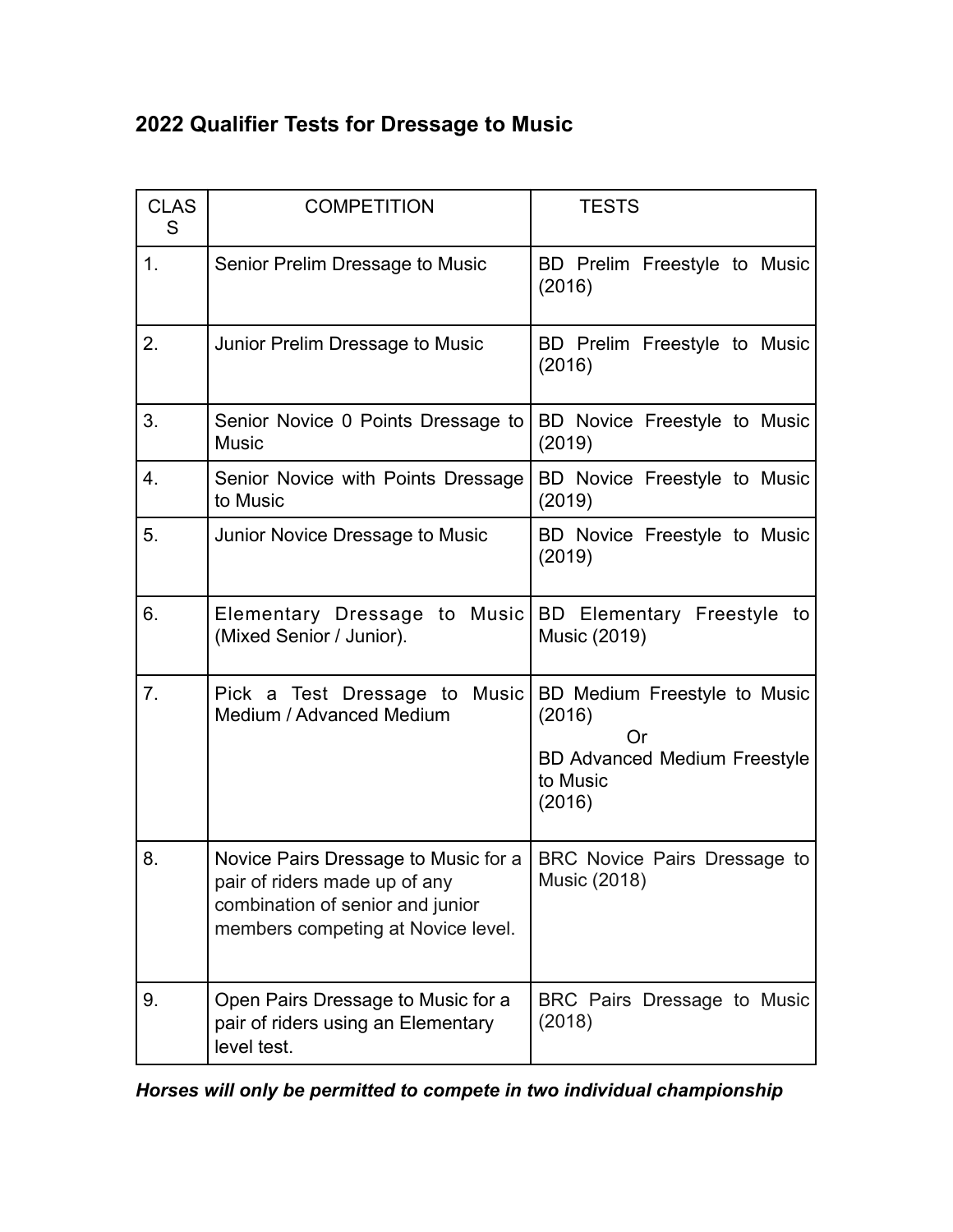## 2022 Qualifier Tests for Dressage to Music

| CLASS | COMPETITION | TESTS |
|---|---|---|
| 1. | Senior Prelim Dressage to Music | BD Prelim Freestyle to Music (2016) |
| 2. | Junior Prelim Dressage to Music | BD Prelim Freestyle to Music (2016) |
| 3. | Senior Novice 0 Points Dressage to Music | BD Novice Freestyle to Music (2019) |
| 4. | Senior Novice with Points Dressage to Music | BD Novice Freestyle to Music (2019) |
| 5. | Junior Novice Dressage to Music | BD Novice Freestyle to Music (2019) |
| 6. | Elementary Dressage to Music (Mixed Senior / Junior). | BD Elementary Freestyle to Music (2019) |
| 7. | Pick a Test Dressage to Music Medium / Advanced Medium | BD Medium Freestyle to Music (2016) Or BD Advanced Medium Freestyle to Music (2016) |
| 8. | Novice Pairs Dressage to Music for a pair of riders made up of any combination of senior and junior members competing at Novice level. | BRC Novice Pairs Dressage to Music (2018) |
| 9. | Open Pairs Dressage to Music for a pair of riders using an Elementary level test. | BRC Pairs Dressage to Music (2018) |

***Horses will only be permitted to compete in two individual championship***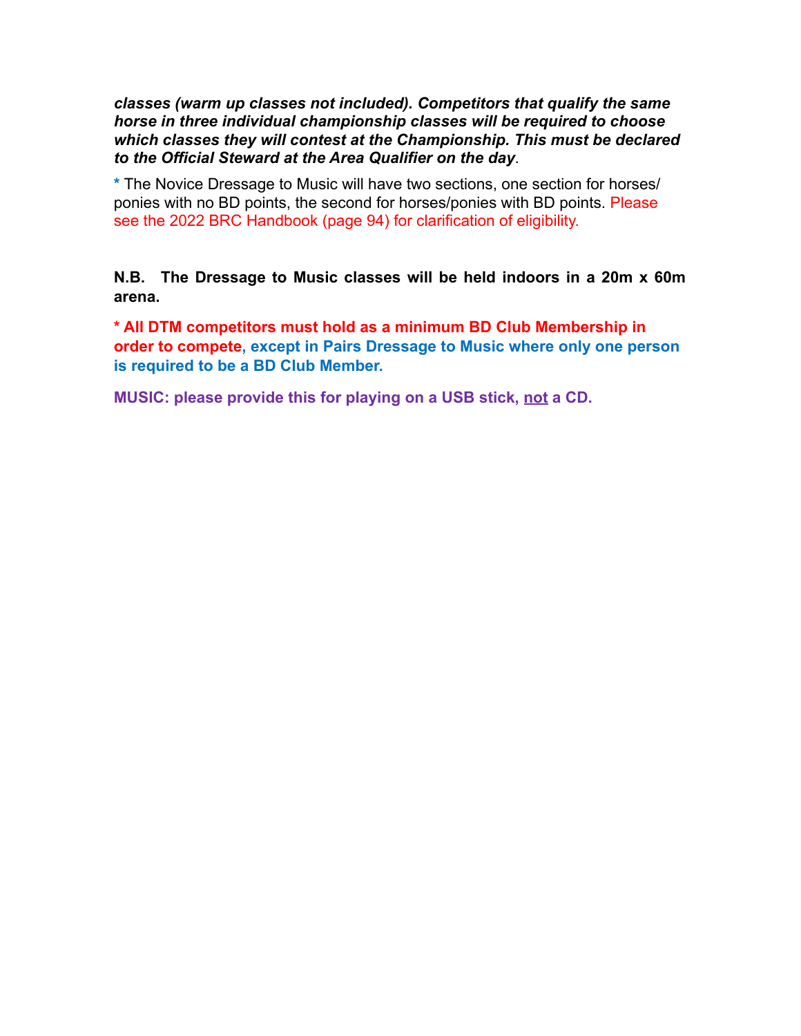***classes (warm up classes not included). Competitors that qualify the same horse in three individual championship classes will be required to choose which classes they will contest at the Championship. This must be declared to the Official Steward at the Area Qualifier on the day***.

\* The Novice Dressage to Music will have two sections, one section for horses/ponies with no BD points, the second for horses/ponies with BD points. Please see the 2022 BRC Handbook (page 94) for clarification of eligibility.

**N.B. The Dressage to Music classes will be held indoors in a 20m x 60m arena.**

**\* All DTM competitors must hold as a minimum BD Club Membership in order to compete, except in Pairs Dressage to Music where only one person is required to be a BD Club Member.**

**MUSIC: please provide this for playing on a USB stick, <u>not</u> a CD.**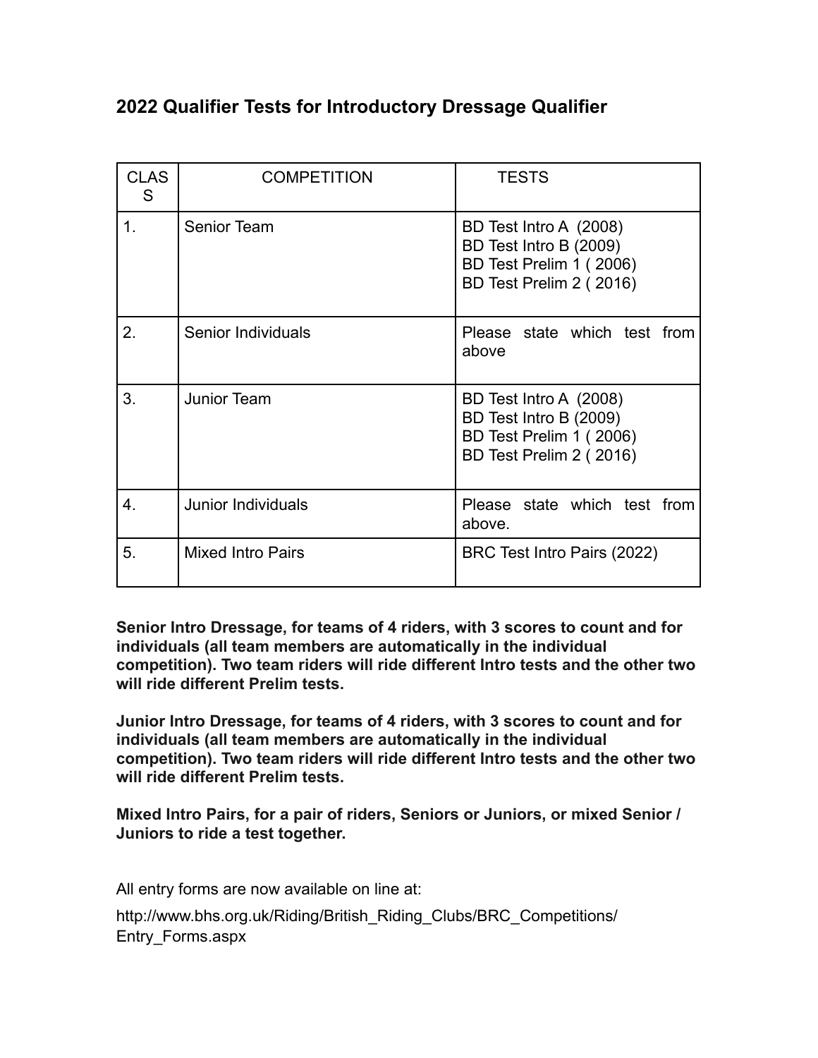## 2022 Qualifier Tests for Introductory Dressage Qualifier

| CLASS | COMPETITION | TESTS |
|---|---|---|
| 1. | Senior Team | BD Test Intro A (2008)<br>BD Test Intro B (2009)<br>BD Test Prelim 1 ( 2006)<br>BD Test Prelim 2 ( 2016) |
| 2. | Senior Individuals | Please state which test from above |
| 3. | Junior Team | BD Test Intro A (2008)<br>BD Test Intro B (2009)<br>BD Test Prelim 1 ( 2006)<br>BD Test Prelim 2 ( 2016) |
| 4. | Junior Individuals | Please state which test from above. |
| 5. | Mixed Intro Pairs | BRC Test Intro Pairs (2022) |

**Senior Intro Dressage, for teams of 4 riders, with 3 scores to count and for individuals (all team members are automatically in the individual competition). Two team riders will ride different Intro tests and the other two will ride different Prelim tests.**

**Junior Intro Dressage, for teams of 4 riders, with 3 scores to count and for individuals (all team members are automatically in the individual competition). Two team riders will ride different Intro tests and the other two will ride different Prelim tests.**

**Mixed Intro Pairs, for a pair of riders, Seniors or Juniors, or mixed Senior / Juniors to ride a test together.**

All entry forms are now available on line at:

http://www.bhs.org.uk/Riding/British_Riding_Clubs/BRC_Competitions/Entry_Forms.aspx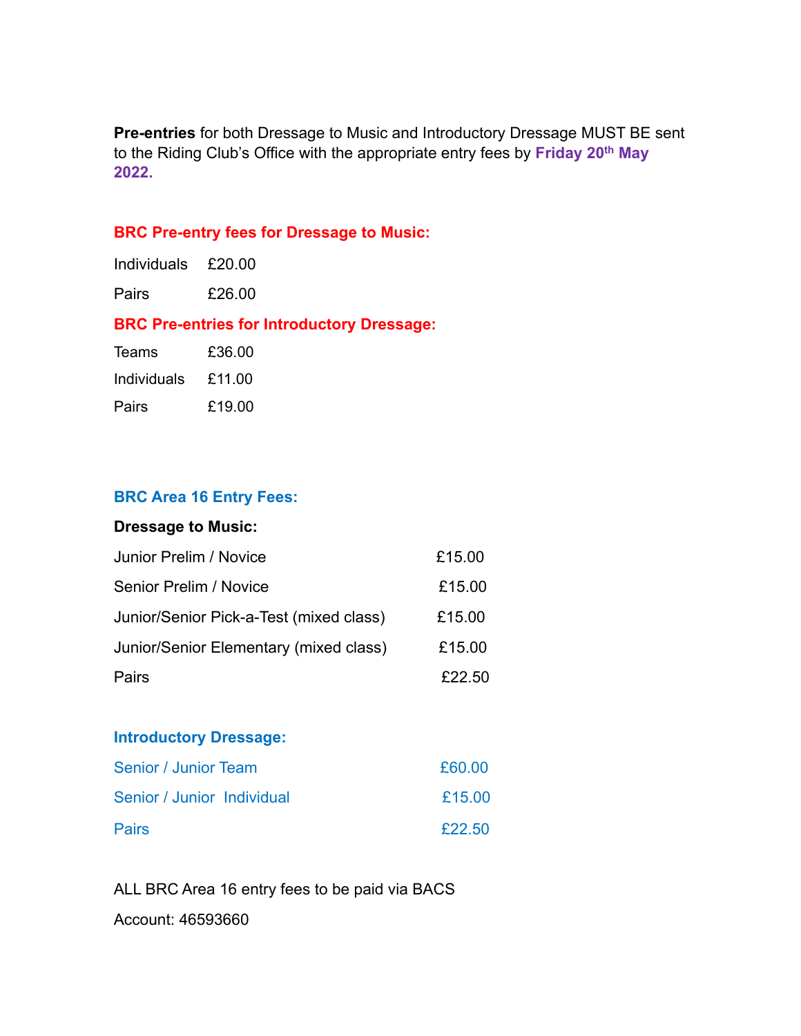**Pre-entries** for both Dressage to Music and Introductory Dressage MUST BE sent to the Riding Club's Office with the appropriate entry fees by **Friday 20th May 2022.**

### BRC Pre-entry fees for Dressage to Music:

| | |
|---|---|
| Individuals | £20.00 |
| Pairs | £26.00 |

### BRC Pre-entries for Introductory Dressage:

| | |
|---|---|
| Teams | £36.00 |
| Individuals | £11.00 |
| Pairs | £19.00 |

### BRC Area 16 Entry Fees:

**Dressage to Music:**

| | |
|---|---|
| Junior Prelim / Novice | £15.00 |
| Senior Prelim / Novice | £15.00 |
| Junior/Senior Pick-a-Test (mixed class) | £15.00 |
| Junior/Senior Elementary (mixed class) | £15.00 |
| Pairs | £22.50 |

**Introductory Dressage:**

| | |
|---|---|
| Senior / Junior Team | £60.00 |
| Senior / Junior Individual | £15.00 |
| Pairs | £22.50 |

ALL BRC Area 16 entry fees to be paid via BACS

Account: 46593660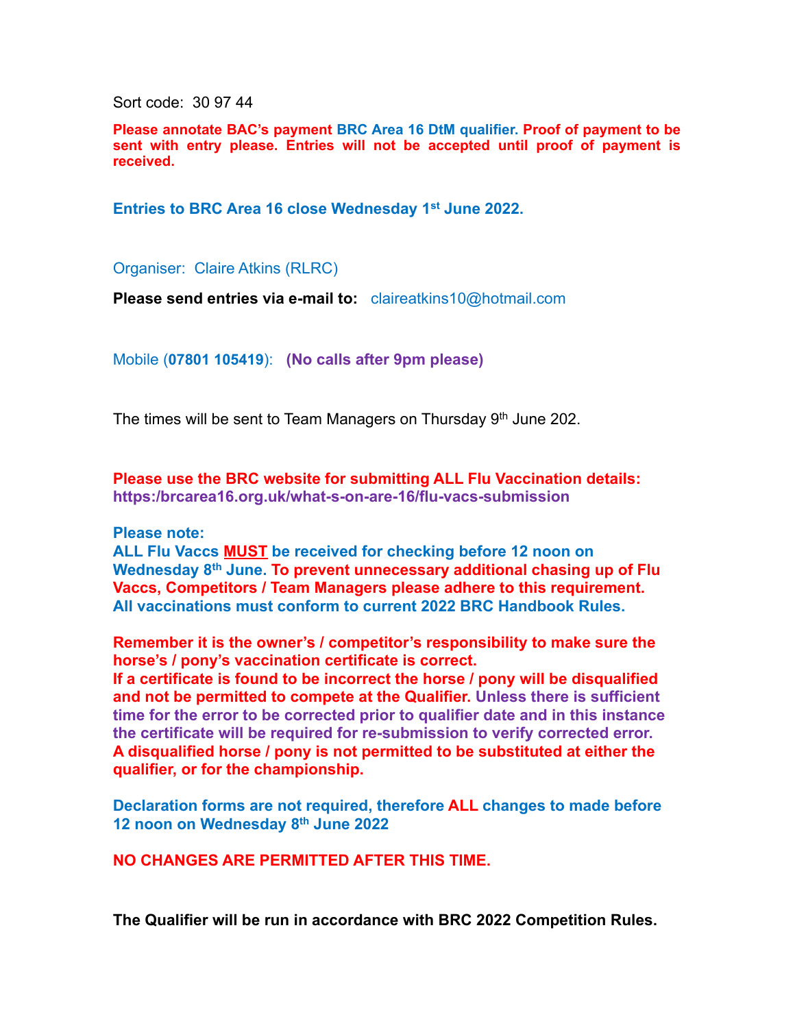Sort code:  30 97 44

**Please annotate BAC's payment BRC Area 16 DtM qualifier. Proof of payment to be sent with entry please. Entries will not be accepted until proof of payment is received.**

**Entries to BRC Area 16 close Wednesday 1st June 2022.**

Organiser:  Claire Atkins (RLRC)

**Please send entries via e-mail to:**   claireatkins10@hotmail.com

Mobile (**07801 105419**):   **(No calls after 9pm please)**

The times will be sent to Team Managers on Thursday 9th June 202.

**Please use the BRC website for submitting ALL Flu Vaccination details:**
**https:/brcarea16.org.uk/what-s-on-are-16/flu-vacs-submission**

**Please note:**
**ALL Flu Vaccs MUST be received for checking before 12 noon on Wednesday 8th June. To prevent unnecessary additional chasing up of Flu Vaccs, Competitors / Team Managers please adhere to this requirement. All vaccinations must conform to current 2022 BRC Handbook Rules.**

**Remember it is the owner's / competitor's responsibility to make sure the horse's / pony's vaccination certificate is correct.**
**If a certificate is found to be incorrect the horse / pony will be disqualified and not be permitted to compete at the Qualifier. Unless there is sufficient time for the error to be corrected prior to qualifier date and in this instance the certificate will be required for re-submission to verify corrected error. A disqualified horse / pony is not permitted to be substituted at either the qualifier, or for the championship.**

**Declaration forms are not required, therefore ALL changes to made before 12 noon on Wednesday 8th June 2022**

**NO CHANGES ARE PERMITTED AFTER THIS TIME.**

**The Qualifier will be run in accordance with BRC 2022 Competition Rules.**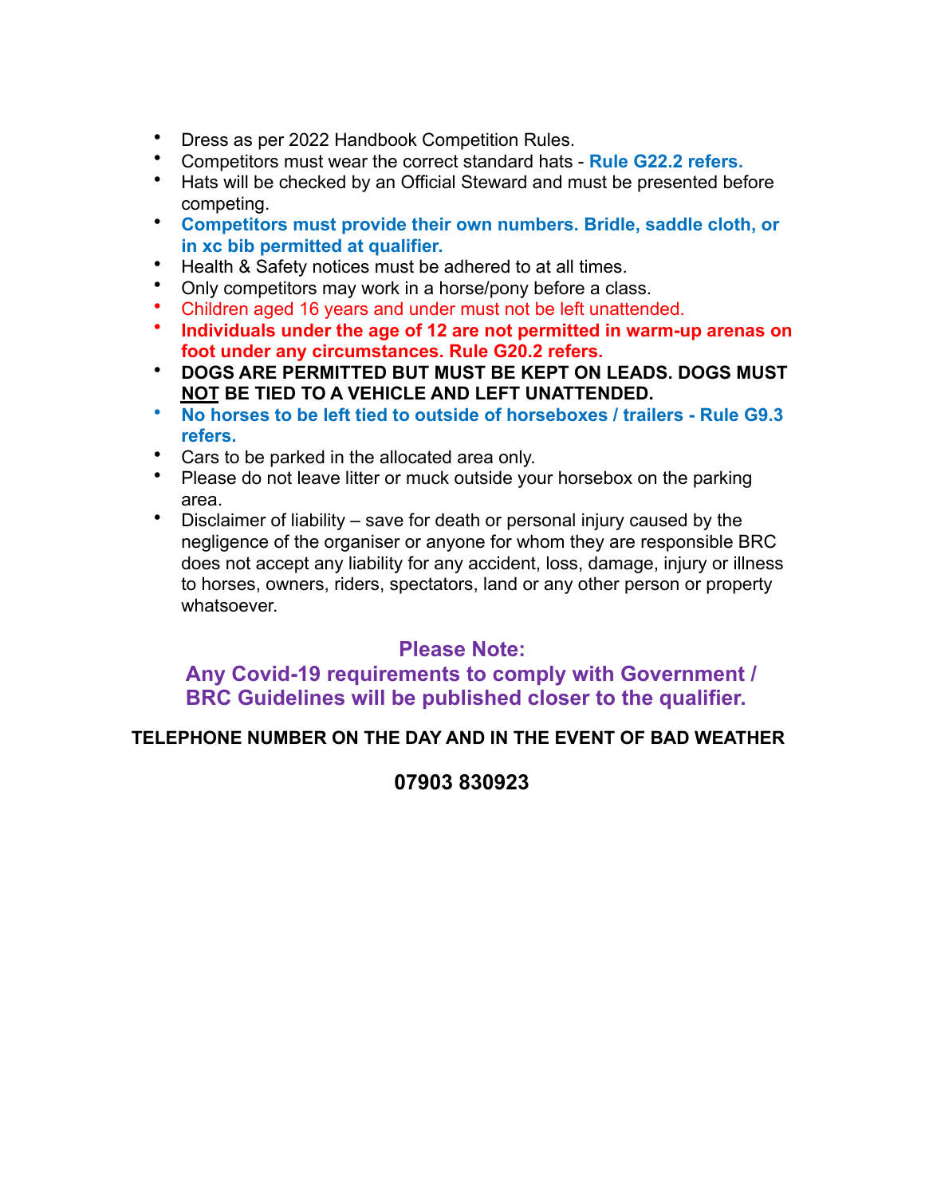- Dress as per 2022 Handbook Competition Rules.
- Competitors must wear the correct standard hats - **Rule G22.2 refers.**
- Hats will be checked by an Official Steward and must be presented before competing.
- **Competitors must provide their own numbers. Bridle, saddle cloth, or in xc bib permitted at qualifier.**
- Health & Safety notices must be adhered to at all times.
- Only competitors may work in a horse/pony before a class.
- Children aged 16 years and under must not be left unattended.
- **Individuals under the age of 12 are not permitted in warm-up arenas on foot under any circumstances. Rule G20.2 refers.**
- **DOGS ARE PERMITTED BUT MUST BE KEPT ON LEADS. DOGS MUST NOT BE TIED TO A VEHICLE AND LEFT UNATTENDED.**
- **No horses to be left tied to outside of horseboxes / trailers - Rule G9.3 refers.**
- Cars to be parked in the allocated area only.
- Please do not leave litter or muck outside your horsebox on the parking area.
- Disclaimer of liability – save for death or personal injury caused by the negligence of the organiser or anyone for whom they are responsible BRC does not accept any liability for any accident, loss, damage, injury or illness to horses, owners, riders, spectators, land or any other person or property whatsoever.

**Please Note:**

**Any Covid-19 requirements to comply with Government / BRC Guidelines will be published closer to the qualifier.**

**TELEPHONE NUMBER ON THE DAY AND IN THE EVENT OF BAD WEATHER**

**07903 830923**